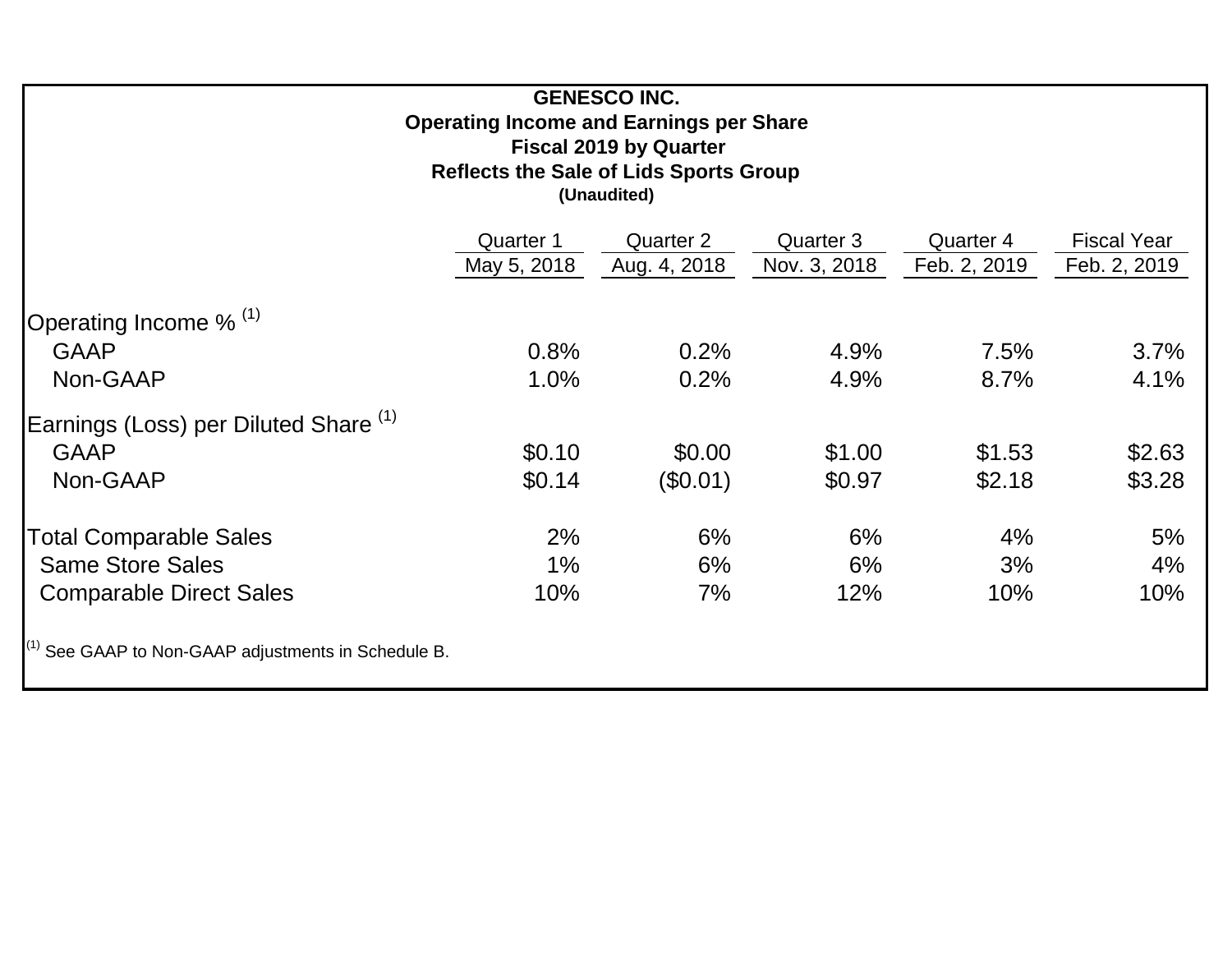**GENESCO INC.**
**Operating Income and Earnings per Share**
**Fiscal 2019 by Quarter**
**Reflects the Sale of Lids Sports Group**
**(Unaudited)**

| | Quarter 1<br>May 5, 2018 | Quarter 2<br>Aug. 4, 2018 | Quarter 3<br>Nov. 3, 2018 | Quarter 4<br>Feb. 2, 2019 | Fiscal Year<br>Feb. 2, 2019 |
|---|---|---|---|---|---|
| Operating Income % [(1)] | | | | | |
| GAAP | 0.8% | 0.2% | 4.9% | 7.5% | 3.7% |
| Non-GAAP | 1.0% | 0.2% | 4.9% | 8.7% | 4.1% |
| Earnings (Loss) per Diluted Share [(1)] | | | | | |
| GAAP | $0.10 | $0.00 | $1.00 | $1.53 | $2.63 |
| Non-GAAP | $0.14 | ($0.01) | $0.97 | $2.18 | $3.28 |
| Total Comparable Sales | 2% | 6% | 6% | 4% | 5% |
| Same Store Sales | 1% | 6% | 6% | 3% | 4% |
| Comparable Direct Sales | 10% | 7% | 12% | 10% | 10% |

[(1)] See GAAP to Non-GAAP adjustments in Schedule B.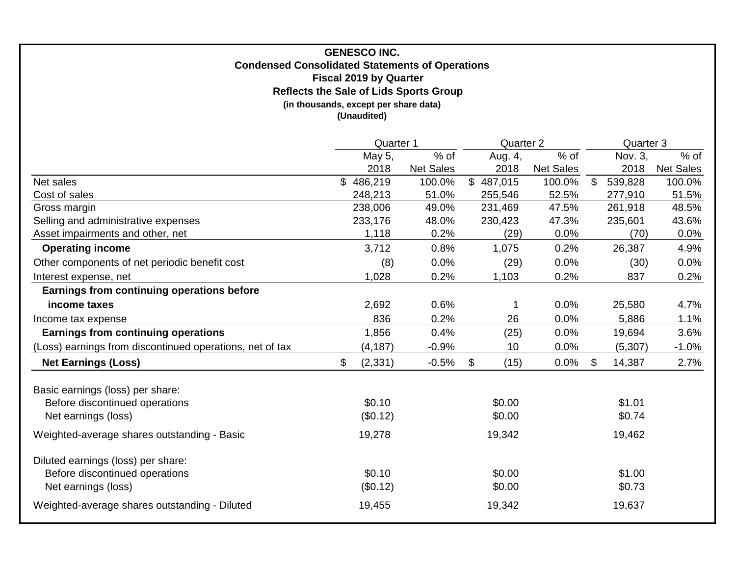**GENESCO INC.**
**Condensed Consolidated Statements of Operations**
**Fiscal 2019 by Quarter**
**Reflects the Sale of Lids Sports Group**
**(in thousands, except per share data)**
**(Unaudited)**

| | Quarter 1 | | Quarter 2 | | Quarter 3 | |
|---|---|---|---|---|---|---|
| | May 5, 2018 | % of Net Sales | Aug. 4, 2018 | % of Net Sales | Nov. 3, 2018 | % of Net Sales |
| Net sales | $ 486,219 | 100.0% | $ 487,015 | 100.0% | $ 539,828 | 100.0% |
| Cost of sales | 248,213 | 51.0% | 255,546 | 52.5% | 277,910 | 51.5% |
| Gross margin | 238,006 | 49.0% | 231,469 | 47.5% | 261,918 | 48.5% |
| Selling and administrative expenses | 233,176 | 48.0% | 230,423 | 47.3% | 235,601 | 43.6% |
| Asset impairments and other, net | 1,118 | 0.2% | (29) | 0.0% | (70) | 0.0% |
| **Operating income** | 3,712 | 0.8% | 1,075 | 0.2% | 26,387 | 4.9% |
| Other components of net periodic benefit cost | (8) | 0.0% | (29) | 0.0% | (30) | 0.0% |
| Interest expense, net | 1,028 | 0.2% | 1,103 | 0.2% | 837 | 0.2% |
| **Earnings from continuing operations before income taxes** | 2,692 | 0.6% | 1 | 0.0% | 25,580 | 4.7% |
| Income tax expense | 836 | 0.2% | 26 | 0.0% | 5,886 | 1.1% |
| **Earnings from continuing operations** | 1,856 | 0.4% | (25) | 0.0% | 19,694 | 3.6% |
| (Loss) earnings from discontinued operations, net of tax | (4,187) | -0.9% | 10 | 0.0% | (5,307) | -1.0% |
| **Net Earnings (Loss)** | $ (2,331) | -0.5% | $ (15) | 0.0% | $ 14,387 | 2.7% |
| | | | | | | |
| Basic earnings (loss) per share: | | | | | | |
| Before discontinued operations | $0.10 | | $0.00 | | $1.01 | |
| Net earnings (loss) | ($0.12) | | $0.00 | | $0.74 | |
| Weighted-average shares outstanding - Basic | 19,278 | | 19,342 | | 19,462 | |
| | | | | | | |
| Diluted earnings (loss) per share: | | | | | | |
| Before discontinued operations | $0.10 | | $0.00 | | $1.00 | |
| Net earnings (loss) | ($0.12) | | $0.00 | | $0.73 | |
| Weighted-average shares outstanding - Diluted | 19,455 | | 19,342 | | 19,637 | |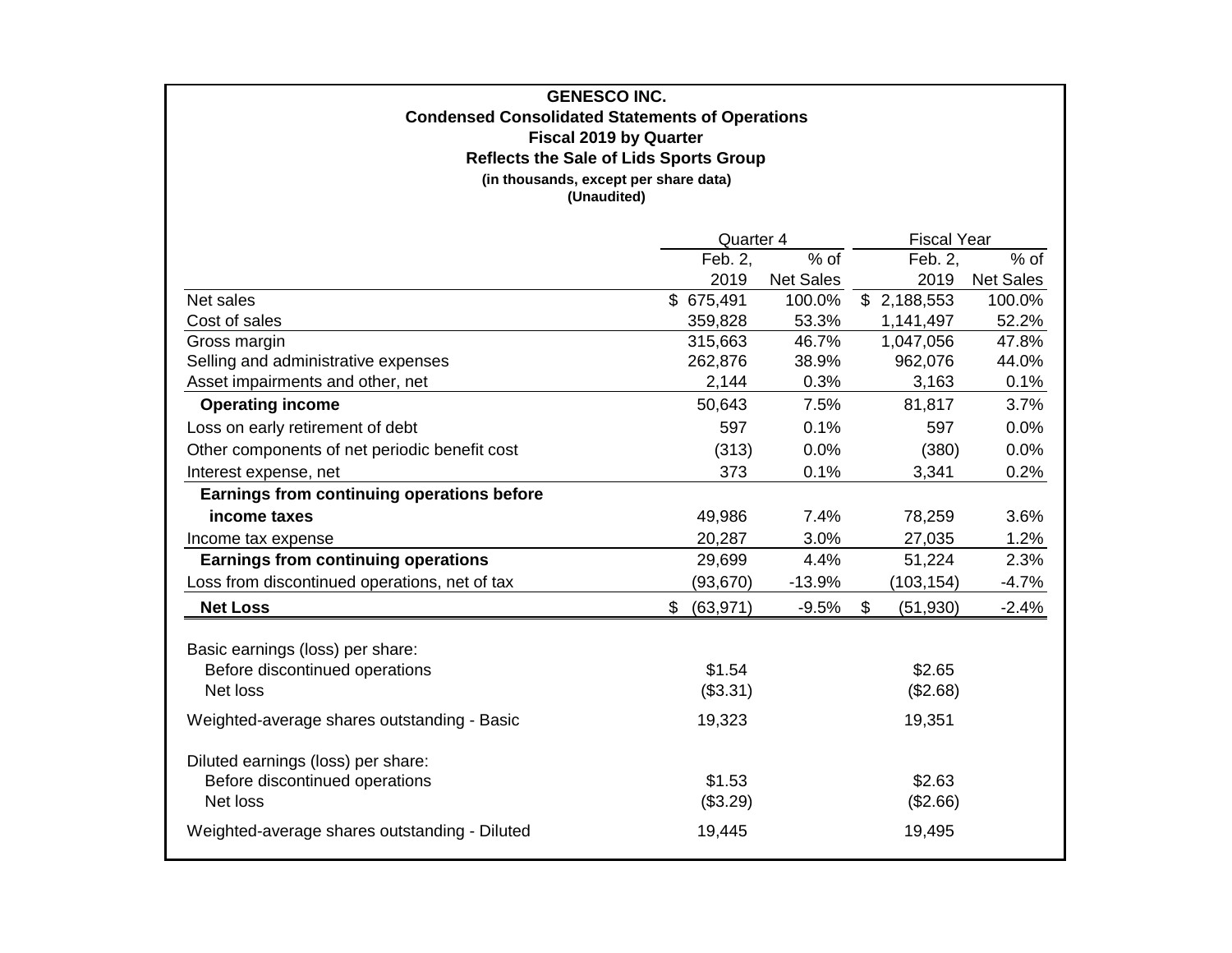**GENESCO INC.**
**Condensed Consolidated Statements of Operations**
**Fiscal 2019 by Quarter**
**Reflects the Sale of Lids Sports Group**
**(in thousands, except per share data)**
**(Unaudited)**

| | Quarter 4 | | Fiscal Year | |
|---|---|---|---|---|
| | Feb. 2, 2019 | % of Net Sales | Feb. 2, 2019 | % of Net Sales |
| Net sales | $ 675,491 | 100.0% | $ 2,188,553 | 100.0% |
| Cost of sales | 359,828 | 53.3% | 1,141,497 | 52.2% |
| Gross margin | 315,663 | 46.7% | 1,047,056 | 47.8% |
| Selling and administrative expenses | 262,876 | 38.9% | 962,076 | 44.0% |
| Asset impairments and other, net | 2,144 | 0.3% | 3,163 | 0.1% |
| **Operating income** | 50,643 | 7.5% | 81,817 | 3.7% |
| Loss on early retirement of debt | 597 | 0.1% | 597 | 0.0% |
| Other components of net periodic benefit cost | (313) | 0.0% | (380) | 0.0% |
| Interest expense, net | 373 | 0.1% | 3,341 | 0.2% |
| **Earnings from continuing operations before income taxes** | 49,986 | 7.4% | 78,259 | 3.6% |
| Income tax expense | 20,287 | 3.0% | 27,035 | 1.2% |
| **Earnings from continuing operations** | 29,699 | 4.4% | 51,224 | 2.3% |
| Loss from discontinued operations, net of tax | (93,670) | -13.9% | (103,154) | -4.7% |
| **Net Loss** | $ (63,971) | -9.5% | $ (51,930) | -2.4% |
| | | | | |
| Basic earnings (loss) per share: | | | | |
| Before discontinued operations | $1.54 | | $2.65 | |
| Net loss | ($3.31) | | ($2.68) | |
| Weighted-average shares outstanding - Basic | 19,323 | | 19,351 | |
| | | | | |
| Diluted earnings (loss) per share: | | | | |
| Before discontinued operations | $1.53 | | $2.63 | |
| Net loss | ($3.29) | | ($2.66) | |
| Weighted-average shares outstanding - Diluted | 19,445 | | 19,495 | |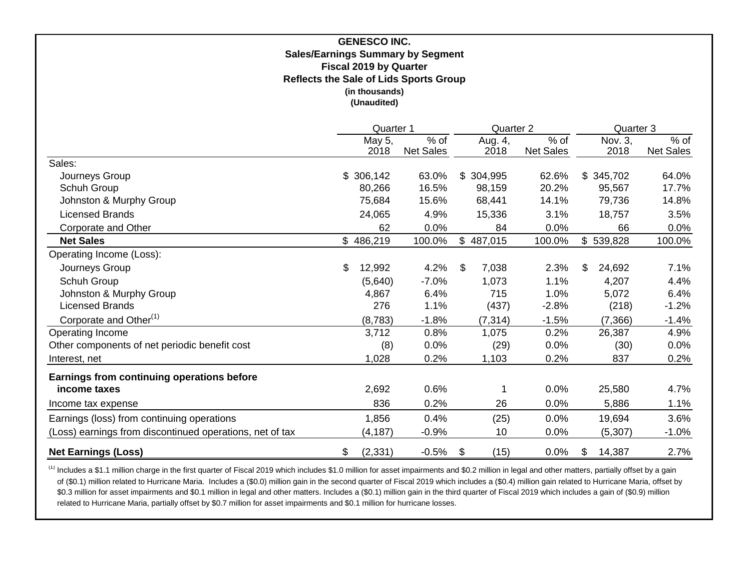**GENESCO INC.**
**Sales/Earnings Summary by Segment**
**Fiscal 2019 by Quarter**
**Reflects the Sale of Lids Sports Group**
**(in thousands)**
**(Unaudited)**

| | Quarter 1 | | Quarter 2 | | Quarter 3 | |
|---|---|---|---|---|---|---|
| | May 5, 2018 | % of Net Sales | Aug. 4, 2018 | % of Net Sales | Nov. 3, 2018 | % of Net Sales |
| Sales: | | | | | | |
| Journeys Group | $ 306,142 | 63.0% | $ 304,995 | 62.6% | $ 345,702 | 64.0% |
| Schuh Group | 80,266 | 16.5% | 98,159 | 20.2% | 95,567 | 17.7% |
| Johnston & Murphy Group | 75,684 | 15.6% | 68,441 | 14.1% | 79,736 | 14.8% |
| Licensed Brands | 24,065 | 4.9% | 15,336 | 3.1% | 18,757 | 3.5% |
| Corporate and Other | 62 | 0.0% | 84 | 0.0% | 66 | 0.0% |
| **Net Sales** | $ 486,219 | 100.0% | $ 487,015 | 100.0% | $ 539,828 | 100.0% |
| Operating Income (Loss): | | | | | | |
| Journeys Group | $ 12,992 | 4.2% | $ 7,038 | 2.3% | $ 24,692 | 7.1% |
| Schuh Group | (5,640) | -7.0% | 1,073 | 1.1% | 4,207 | 4.4% |
| Johnston & Murphy Group | 4,867 | 6.4% | 715 | 1.0% | 5,072 | 6.4% |
| Licensed Brands | 276 | 1.1% | (437) | -2.8% | (218) | -1.2% |
| Corporate and Other[(1)] | (8,783) | -1.8% | (7,314) | -1.5% | (7,366) | -1.4% |
| Operating Income | 3,712 | 0.8% | 1,075 | 0.2% | 26,387 | 4.9% |
| Other components of net periodic benefit cost | (8) | 0.0% | (29) | 0.0% | (30) | 0.0% |
| Interest, net | 1,028 | 0.2% | 1,103 | 0.2% | 837 | 0.2% |
| **Earnings from continuing operations before income taxes** | 2,692 | 0.6% | 1 | 0.0% | 25,580 | 4.7% |
| Income tax expense | 836 | 0.2% | 26 | 0.0% | 5,886 | 1.1% |
| Earnings (loss) from continuing operations | 1,856 | 0.4% | (25) | 0.0% | 19,694 | 3.6% |
| (Loss) earnings from discontinued operations, net of tax | (4,187) | -0.9% | 10 | 0.0% | (5,307) | -1.0% |
| **Net Earnings (Loss)** | $ (2,331) | -0.5% | $ (15) | 0.0% | $ 14,387 | 2.7% |

(1) Includes a $1.1 million charge in the first quarter of Fiscal 2019 which includes $1.0 million for asset impairments and $0.2 million in legal and other matters, partially offset by a gain of ($0.1) million related to Hurricane Maria. Includes a ($0.0) million gain in the second quarter of Fiscal 2019 which includes a ($0.4) million gain related to Hurricane Maria, offset by $0.3 million for asset impairments and $0.1 million in legal and other matters. Includes a ($0.1) million gain in the third quarter of Fiscal 2019 which includes a gain of ($0.9) million related to Hurricane Maria, partially offset by $0.7 million for asset impairments and $0.1 million for hurricane losses.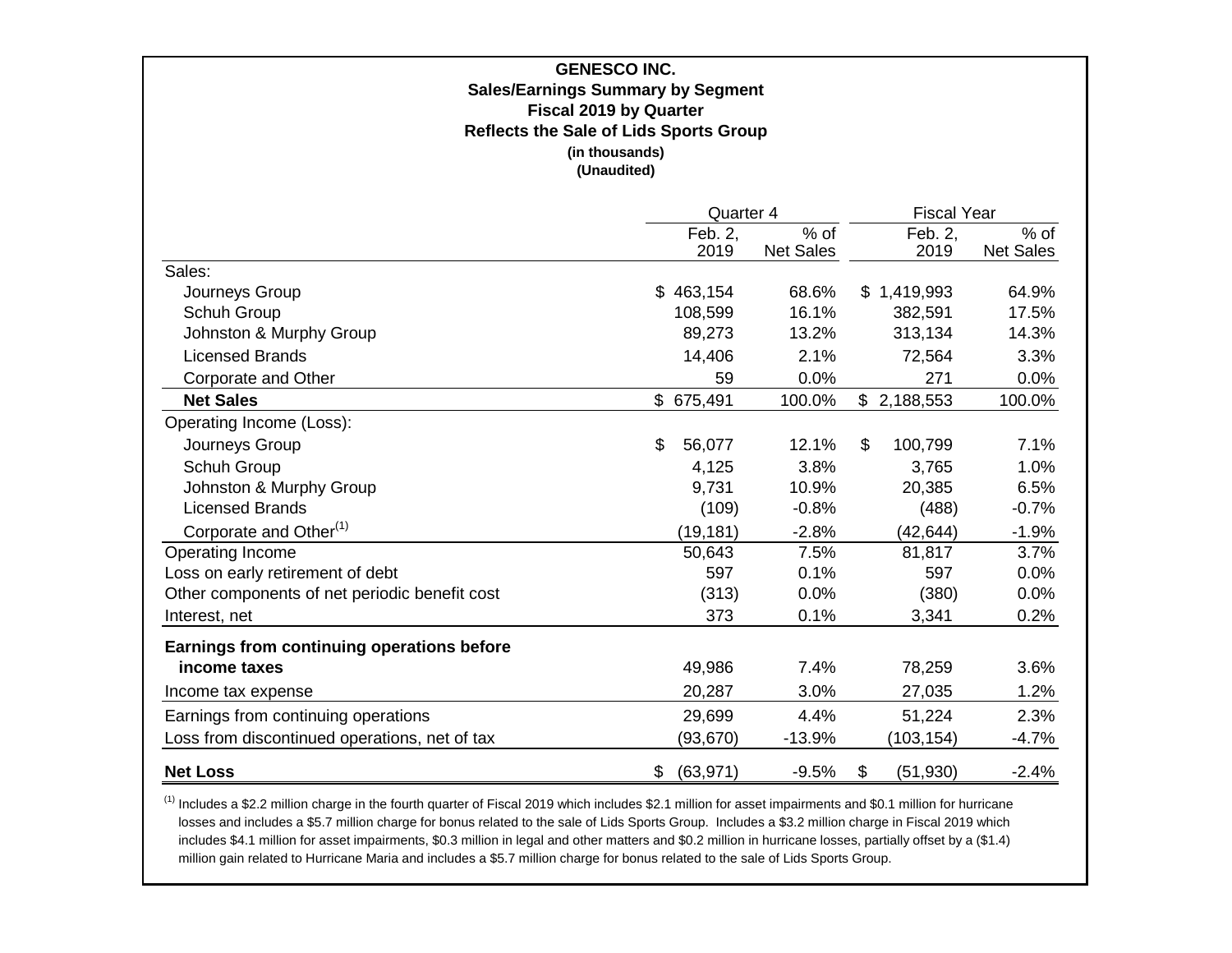**GENESCO INC.**
**Sales/Earnings Summary by Segment**
**Fiscal 2019 by Quarter**
**Reflects the Sale of Lids Sports Group**
**(in thousands)**
**(Unaudited)**

| | Quarter 4 | | Fiscal Year | |
|---|---|---|---|---|
| | Feb. 2, 2019 | % of Net Sales | Feb. 2, 2019 | % of Net Sales |
| Sales: | | | | |
| Journeys Group | $ 463,154 | 68.6% | $ 1,419,993 | 64.9% |
| Schuh Group | 108,599 | 16.1% | 382,591 | 17.5% |
| Johnston & Murphy Group | 89,273 | 13.2% | 313,134 | 14.3% |
| Licensed Brands | 14,406 | 2.1% | 72,564 | 3.3% |
| Corporate and Other | 59 | 0.0% | 271 | 0.0% |
| **Net Sales** | $ 675,491 | 100.0% | $ 2,188,553 | 100.0% |
| Operating Income (Loss): | | | | |
| Journeys Group | $ 56,077 | 12.1% | $ 100,799 | 7.1% |
| Schuh Group | 4,125 | 3.8% | 3,765 | 1.0% |
| Johnston & Murphy Group | 9,731 | 10.9% | 20,385 | 6.5% |
| Licensed Brands | (109) | -0.8% | (488) | -0.7% |
| Corporate and Other[(1)] | (19,181) | -2.8% | (42,644) | -1.9% |
| Operating Income | 50,643 | 7.5% | 81,817 | 3.7% |
| Loss on early retirement of debt | 597 | 0.1% | 597 | 0.0% |
| Other components of net periodic benefit cost | (313) | 0.0% | (380) | 0.0% |
| Interest, net | 373 | 0.1% | 3,341 | 0.2% |
| **Earnings from continuing operations before income taxes** | 49,986 | 7.4% | 78,259 | 3.6% |
| Income tax expense | 20,287 | 3.0% | 27,035 | 1.2% |
| Earnings from continuing operations | 29,699 | 4.4% | 51,224 | 2.3% |
| Loss from discontinued operations, net of tax | (93,670) | -13.9% | (103,154) | -4.7% |
| **Net Loss** | $ (63,971) | -9.5% | $ (51,930) | -2.4% |

[(1)] Includes a $2.2 million charge in the fourth quarter of Fiscal 2019 which includes $2.1 million for asset impairments and $0.1 million for hurricane losses and includes a $5.7 million charge for bonus related to the sale of Lids Sports Group. Includes a $3.2 million charge in Fiscal 2019 which includes $4.1 million for asset impairments, $0.3 million in legal and other matters and $0.2 million in hurricane losses, partially offset by a ($1.4) million gain related to Hurricane Maria and includes a $5.7 million charge for bonus related to the sale of Lids Sports Group.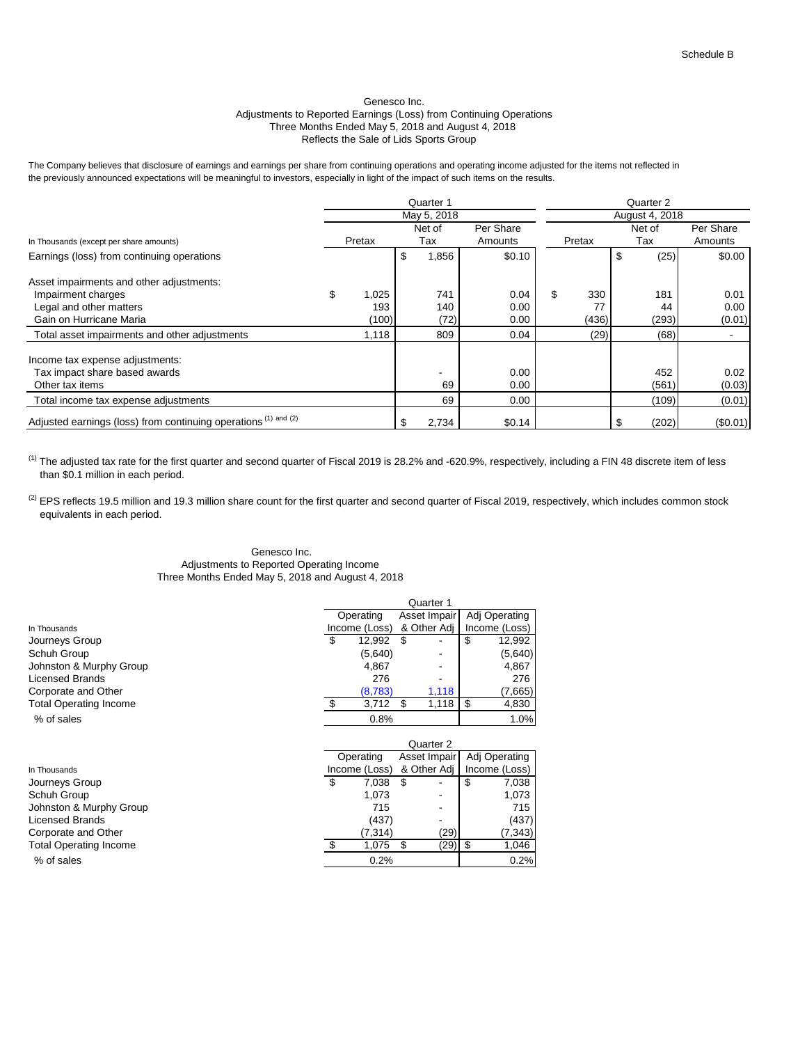Schedule B

Genesco Inc.
Adjustments to Reported Earnings (Loss) from Continuing Operations
Three Months Ended May 5, 2018 and August 4, 2018
Reflects the Sale of Lids Sports Group

The Company believes that disclosure of earnings and earnings per share from continuing operations and operating income adjusted for the items not reflected in the previously announced expectations will be meaningful to investors, especially in light of the impact of such items on the results.

| | Quarter 1 | | | Quarter 2 | | |
|---|---|---|---|---|---|---|
| | May 5, 2018 | | | August 4, 2018 | | |
| In Thousands (except per share amounts) | Pretax | Net of Tax | Per Share Amounts | Pretax | Net of Tax | Per Share Amounts |
| Earnings (loss) from continuing operations | | $ 1,856 | $0.10 | | $ (25) | $0.00 |
| Asset impairments and other adjustments: | | | | | | |
| Impairment charges | $ 1,025 | 741 | 0.04 | $ 330 | 181 | 0.01 |
| Legal and other matters | 193 | 140 | 0.00 | 77 | 44 | 0.00 |
| Gain on Hurricane Maria | (100) | (72) | 0.00 | (436) | (293) | (0.01) |
| Total asset impairments and other adjustments | 1,118 | 809 | 0.04 | (29) | (68) | - |
| Income tax expense adjustments: | | | | | | |
| Tax impact share based awards | | - | 0.00 | | 452 | 0.02 |
| Other tax items | | 69 | 0.00 | | (561) | (0.03) |
| Total income tax expense adjustments | | 69 | 0.00 | | (109) | (0.01) |
| Adjusted earnings (loss) from continuing operations (1) and (2) | | $ 2,734 | $0.14 | | $ (202) | ($0.01) |

(1) The adjusted tax rate for the first quarter and second quarter of Fiscal 2019 is 28.2% and -620.9%, respectively, including a FIN 48 discrete item of less than $0.1 million in each period.

(2) EPS reflects 19.5 million and 19.3 million share count for the first quarter and second quarter of Fiscal 2019, respectively, which includes common stock equivalents in each period.

Genesco Inc.
Adjustments to Reported Operating Income
Three Months Ended May 5, 2018 and August 4, 2018

| | Quarter 1 | | |
|---|---|---|---|
| In Thousands | Operating Income (Loss) | Asset Impair & Other Adj | Adj Operating Income (Loss) |
| Journeys Group | $ 12,992 | $ - | $ 12,992 |
| Schuh Group | (5,640) | - | (5,640) |
| Johnston & Murphy Group | 4,867 | - | 4,867 |
| Licensed Brands | 276 | - | 276 |
| Corporate and Other | (8,783) | 1,118 | (7,665) |
| Total Operating Income | $ 3,712 | $ 1,118 | $ 4,830 |
| % of sales | 0.8% | | 1.0% |

| | Quarter 2 | | |
|---|---|---|---|
| In Thousands | Operating Income (Loss) | Asset Impair & Other Adj | Adj Operating Income (Loss) |
| Journeys Group | $ 7,038 | $ - | $ 7,038 |
| Schuh Group | 1,073 | - | 1,073 |
| Johnston & Murphy Group | 715 | - | 715 |
| Licensed Brands | (437) | - | (437) |
| Corporate and Other | (7,314) | (29) | (7,343) |
| Total Operating Income | $ 1,075 | $ (29) | $ 1,046 |
| % of sales | 0.2% | | 0.2% |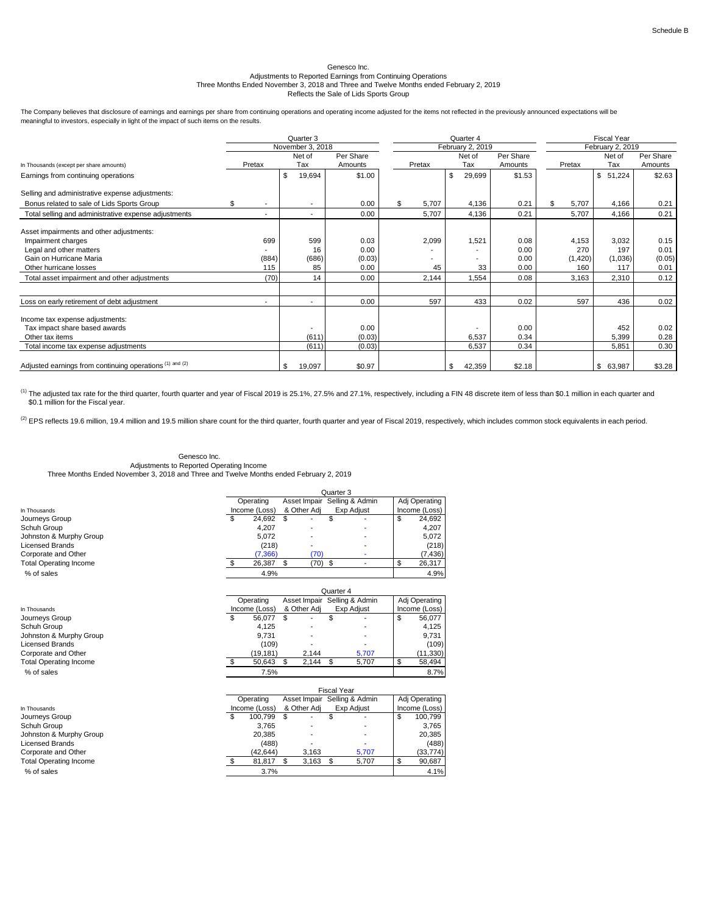Schedule B

Genesco Inc.
Adjustments to Reported Earnings from Continuing Operations
Three Months Ended November 3, 2018 and Three and Twelve Months ended February 2, 2019
Reflects the Sale of Lids Sports Group

The Company believes that disclosure of earnings and earnings per share from continuing operations and operating income adjusted for the items not reflected in the previously announced expectations will be meaningful to investors, especially in light of the impact of such items on the results.

| | Quarter 3 November 3, 2018 | | | Quarter 4 February 2, 2019 | | | Fiscal Year February 2, 2019 | | |
|---|---|---|---|---|---|---|---|---|---|
| In Thousands (except per share amounts) | Pretax | Net of Tax | Per Share Amounts | Pretax | Net of Tax | Per Share Amounts | Pretax | Net of Tax | Per Share Amounts |
| Earnings from continuing operations | | $ 19,694 | $1.00 | | $ 29,699 | $1.53 | | $ 51,224 | $2.63 |
| Selling and administrative expense adjustments: | | | | | | | | | |
| Bonus related to sale of Lids Sports Group | $ - | - | 0.00 | $ 5,707 | 4,136 | 0.21 | $ 5,707 | 4,166 | 0.21 |
| Total selling and administrative expense adjustments | - | - | 0.00 | 5,707 | 4,136 | 0.21 | 5,707 | 4,166 | 0.21 |
| Asset impairments and other adjustments: | | | | | | | | | |
| Impairment charges | 699 | 599 | 0.03 | 2,099 | 1,521 | 0.08 | 4,153 | 3,032 | 0.15 |
| Legal and other matters | - | 16 | 0.00 | - | - | 0.00 | 270 | 197 | 0.01 |
| Gain on Hurricane Maria | (884) | (686) | (0.03) | - | - | 0.00 | (1,420) | (1,036) | (0.05) |
| Other hurricane losses | 115 | 85 | 0.00 | 45 | 33 | 0.00 | 160 | 117 | 0.01 |
| Total asset impairment and other adjustments | (70) | 14 | 0.00 | 2,144 | 1,554 | 0.08 | 3,163 | 2,310 | 0.12 |
| Loss on early retirement of debt adjustment | - | - | 0.00 | 597 | 433 | 0.02 | 597 | 436 | 0.02 |
| Income tax expense adjustments: | | | | | | | | | |
| Tax impact share based awards | | - | 0.00 | | - | 0.00 | | 452 | 0.02 |
| Other tax items | | (611) | (0.03) | | 6,537 | 0.34 | | 5,399 | 0.28 |
| Total income tax expense adjustments | | (611) | (0.03) | | 6,537 | 0.34 | | 5,851 | 0.30 |
| Adjusted earnings from continuing operations [(1) and (2)] | | $ 19,097 | $0.97 | | $ 42,359 | $2.18 | | $ 63,987 | $3.28 |

[(1)] The adjusted tax rate for the third quarter, fourth quarter and year of Fiscal 2019 is 25.1%, 27.5% and 27.1%, respectively, including a FIN 48 discrete item of less than $0.1 million in each quarter and $0.1 million for the Fiscal year.

[(2)] EPS reflects 19.6 million, 19.4 million and 19.5 million share count for the third quarter, fourth quarter and year of Fiscal 2019, respectively, which includes common stock equivalents in each period.

Genesco Inc.
Adjustments to Reported Operating Income
Three Months Ended November 3, 2018 and Three and Twelve Months ended February 2, 2019

| | Quarter 3 | | | |
|---|---|---|---|---|
| In Thousands | Operating Income (Loss) | Asset Impair & Other Adj | Selling & Admin Exp Adjust | Adj Operating Income (Loss) |
| Journeys Group | $ 24,692 | $ - | $ - | $ 24,692 |
| Schuh Group | 4,207 | - | - | 4,207 |
| Johnston & Murphy Group | 5,072 | - | - | 5,072 |
| Licensed Brands | (218) | - | - | (218) |
| Corporate and Other | (7,366) | (70) | - | (7,436) |
| Total Operating Income | $ 26,387 | $ (70) | $ - | $ 26,317 |
| % of sales | 4.9% | | | 4.9% |

| | Quarter 4 | | | |
|---|---|---|---|---|
| In Thousands | Operating Income (Loss) | Asset Impair & Other Adj | Selling & Admin Exp Adjust | Adj Operating Income (Loss) |
| Journeys Group | $ 56,077 | $ - | $ - | $ 56,077 |
| Schuh Group | 4,125 | - | - | 4,125 |
| Johnston & Murphy Group | 9,731 | - | - | 9,731 |
| Licensed Brands | (109) | - | - | (109) |
| Corporate and Other | (19,181) | 2,144 | 5,707 | (11,330) |
| Total Operating Income | $ 50,643 | $ 2,144 | $ 5,707 | $ 58,494 |
| % of sales | 7.5% | | | 8.7% |

| | Fiscal Year | | | |
|---|---|---|---|---|
| In Thousands | Operating Income (Loss) | Asset Impair & Other Adj | Selling & Admin Exp Adjust | Adj Operating Income (Loss) |
| Journeys Group | $ 100,799 | $ - | $ - | $ 100,799 |
| Schuh Group | 3,765 | - | - | 3,765 |
| Johnston & Murphy Group | 20,385 | - | - | 20,385 |
| Licensed Brands | (488) | - | - | (488) |
| Corporate and Other | (42,644) | 3,163 | 5,707 | (33,774) |
| Total Operating Income | $ 81,817 | $ 3,163 | $ 5,707 | $ 90,687 |
| % of sales | 3.7% | | | 4.1% |